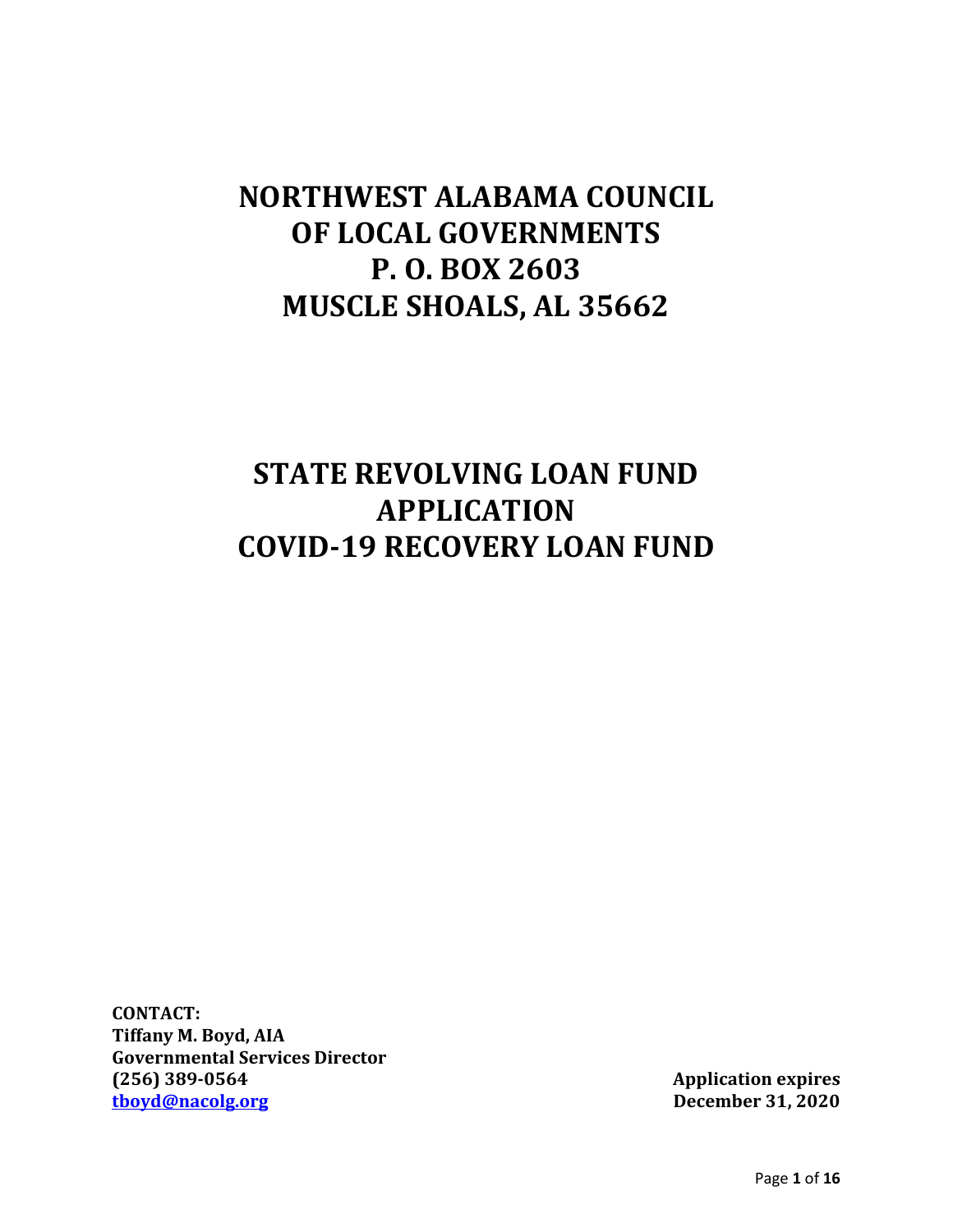# NORTHWEST ALABAMA COUNCIL OF LOCAL GOVERNMENTS
# P. O. BOX 2603
# MUSCLE SHOALS, AL 35662

# STATE REVOLVING LOAN FUND APPLICATION
# COVID-19 RECOVERY LOAN FUND

**CONTACT:**
**Tiffany M. Boyd, AIA**
**Governmental Services Director**
**(256) 389-0564**
**[tboyd@nacolg.org](mailto:tboyd@nacolg.org)**

**Application expires**
**December 31, 2020**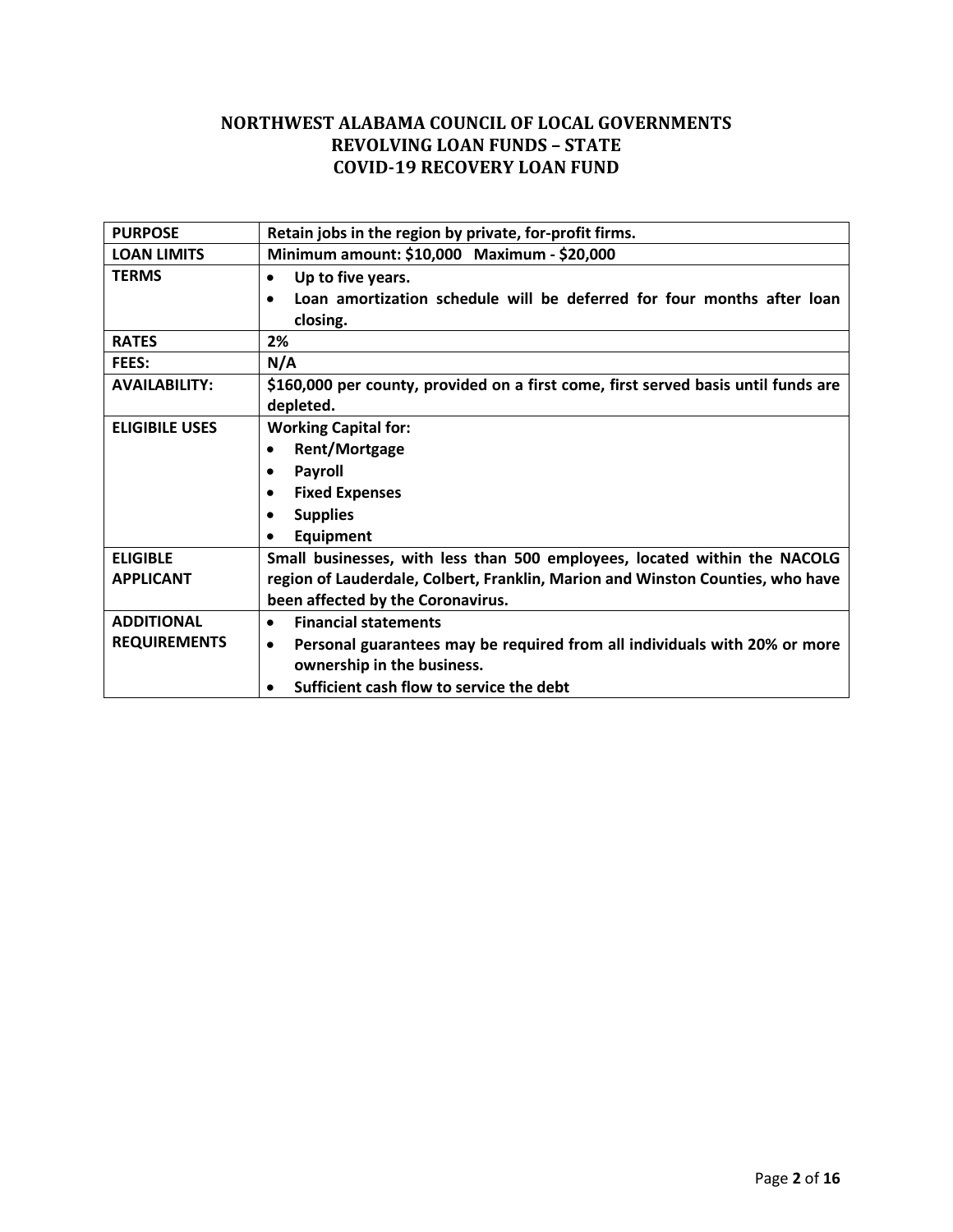# NORTHWEST ALABAMA COUNCIL OF LOCAL GOVERNMENTS
## REVOLVING LOAN FUNDS – STATE
## COVID-19 RECOVERY LOAN FUND

| **PURPOSE** | **Retain jobs in the region by private, for-profit firms.** |
|---|---|
| **LOAN LIMITS** | **Minimum amount: $10,000 Maximum - $20,000** |
| **TERMS** | • **Up to five years.**<br>• **Loan amortization schedule will be deferred for four months after loan closing.** |
| **RATES** | **2%** |
| **FEES:** | **N/A** |
| **AVAILABILITY:** | **$160,000 per county, provided on a first come, first served basis until funds are depleted.** |
| **ELIGIBILE USES** | **Working Capital for:**<br>• **Rent/Mortgage**<br>• **Payroll**<br>• **Fixed Expenses**<br>• **Supplies**<br>• **Equipment** |
| **ELIGIBLE APPLICANT** | **Small businesses, with less than 500 employees, located within the NACOLG region of Lauderdale, Colbert, Franklin, Marion and Winston Counties, who have been affected by the Coronavirus.** |
| **ADDITIONAL REQUIREMENTS** | • **Financial statements**<br>• **Personal guarantees may be required from all individuals with 20% or more ownership in the business.**<br>• **Sufficient cash flow to service the debt** |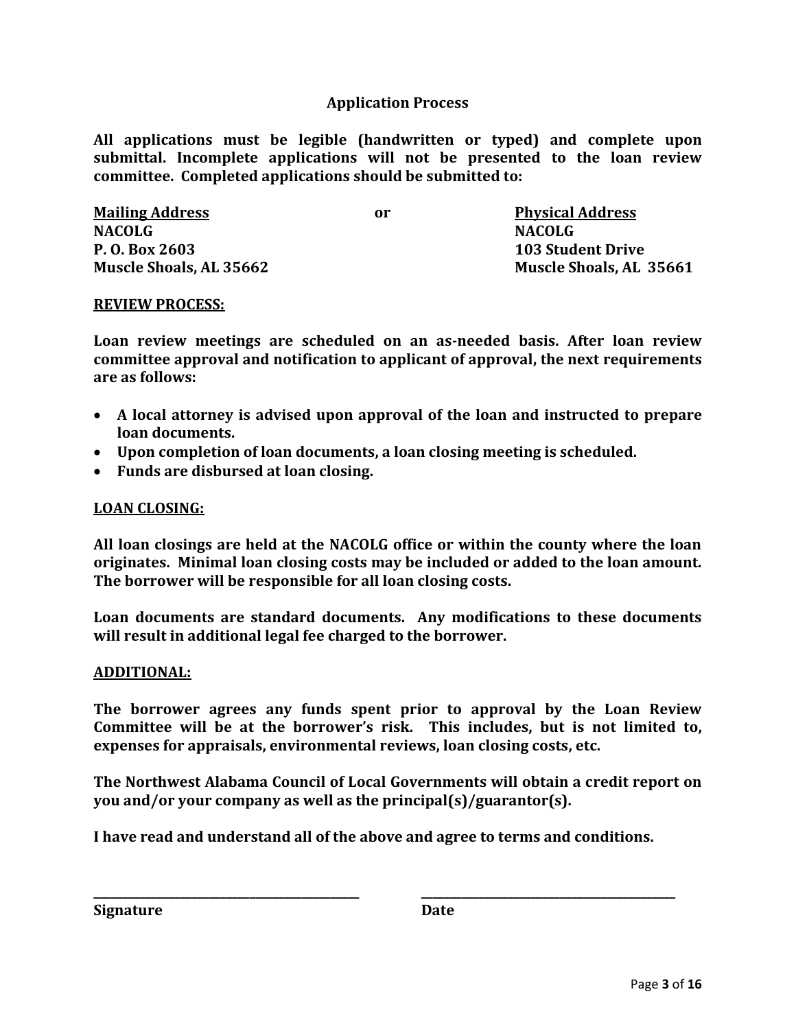## Application Process

**All applications must be legible (handwritten or typed) and complete upon submittal. Incomplete applications will not be presented to the loan review committee. Completed applications should be submitted to:**

| **Mailing Address** | **or** | **Physical Address** |
|---|---|---|
| **NACOLG** | | **NACOLG** |
| **P. O. Box 2603** | | **103 Student Drive** |
| **Muscle Shoals, AL 35662** | | **Muscle Shoals, AL 35661** |

### REVIEW PROCESS:

**Loan review meetings are scheduled on an as-needed basis. After loan review committee approval and notification to applicant of approval, the next requirements are as follows:**

- **A local attorney is advised upon approval of the loan and instructed to prepare loan documents.**
- **Upon completion of loan documents, a loan closing meeting is scheduled.**
- **Funds are disbursed at loan closing.**

### LOAN CLOSING:

**All loan closings are held at the NACOLG office or within the county where the loan originates. Minimal loan closing costs may be included or added to the loan amount. The borrower will be responsible for all loan closing costs.**

**Loan documents are standard documents. Any modifications to these documents will result in additional legal fee charged to the borrower.**

### ADDITIONAL:

**The borrower agrees any funds spent prior to approval by the Loan Review Committee will be at the borrower's risk. This includes, but is not limited to, expenses for appraisals, environmental reviews, loan closing costs, etc.**

**The Northwest Alabama Council of Local Governments will obtain a credit report on you and/or your company as well as the principal(s)/guarantor(s).**

**I have read and understand all of the above and agree to terms and conditions.**

\_\_\_\_\_\_\_\_\_\_\_\_\_\_\_\_\_\_\_\_\_\_\_\_\_\_\_\_\_\_\_\_\_\_\_\_\_\_\_\_ \_\_\_\_\_\_\_\_\_\_\_\_\_\_\_\_\_\_\_\_\_\_\_\_\_\_\_\_\_\_\_\_\_\_\_\_\_\_\_\_

**Signature** **Date**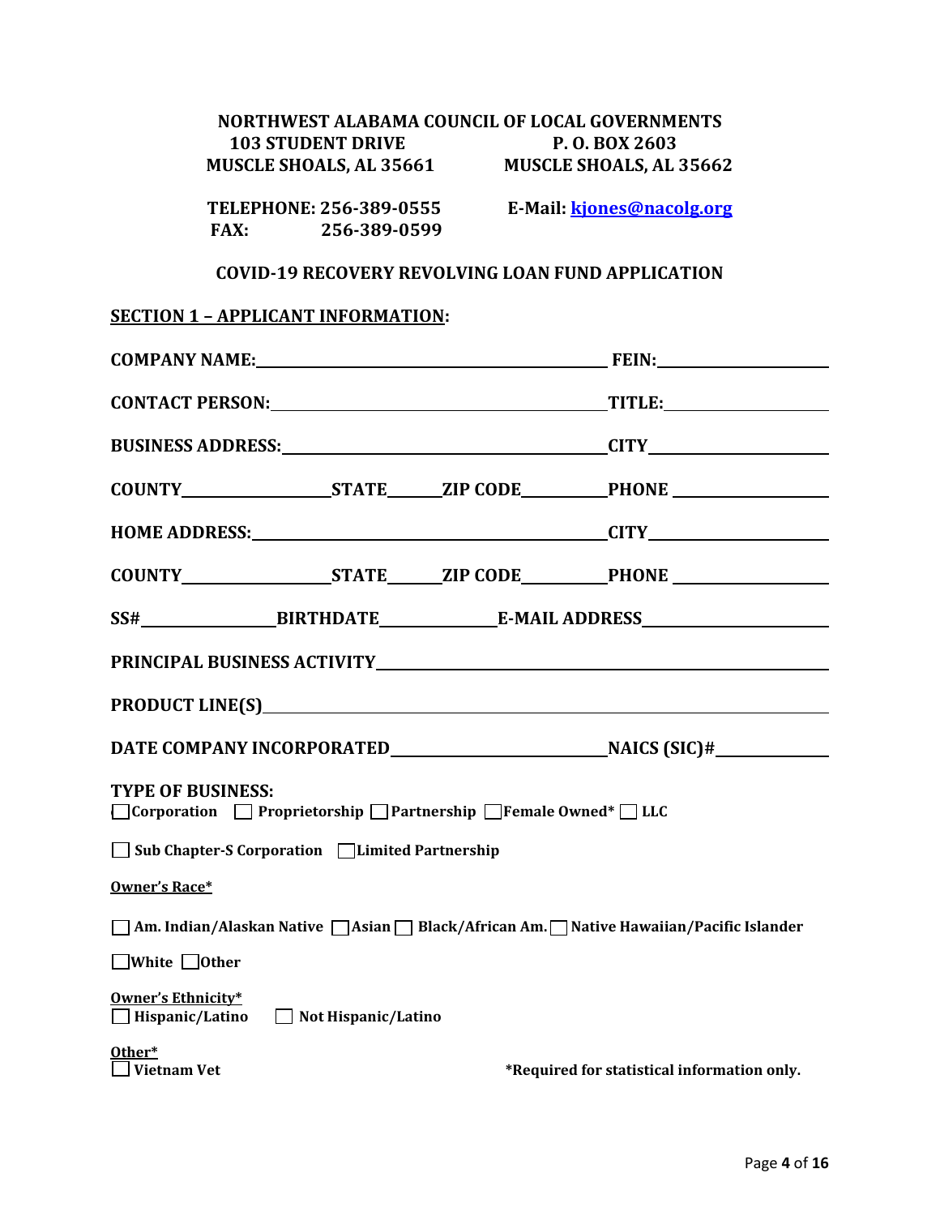**NORTHWEST ALABAMA COUNCIL OF LOCAL GOVERNMENTS**

**103 STUDENT DRIVE**
**MUSCLE SHOALS, AL 35661**

**P. O. BOX 2603**
**MUSCLE SHOALS, AL 35662**

**TELEPHONE: 256-389-0555**
**FAX: 256-389-0599**

**E-Mail: kjones@nacolg.org**

## COVID-19 RECOVERY REVOLVING LOAN FUND APPLICATION

### SECTION 1 – APPLICANT INFORMATION:

**COMPANY NAME:** \_\_\_\_\_\_\_\_\_\_\_\_\_\_\_\_\_\_\_\_\_\_\_\_\_\_\_\_\_\_ **FEIN:** \_\_\_\_\_\_\_\_\_\_\_\_\_\_\_

**CONTACT PERSON:** \_\_\_\_\_\_\_\_\_\_\_\_\_\_\_\_\_\_\_\_\_\_\_\_\_\_\_\_\_\_ **TITLE:** \_\_\_\_\_\_\_\_\_\_\_\_\_\_\_

**BUSINESS ADDRESS:** \_\_\_\_\_\_\_\_\_\_\_\_\_\_\_\_\_\_\_\_\_\_\_\_\_\_\_\_\_\_ **CITY** \_\_\_\_\_\_\_\_\_\_\_\_\_\_\_

**COUNTY** \_\_\_\_\_\_\_\_\_\_\_\_ **STATE** \_\_\_\_\_ **ZIP CODE** \_\_\_\_\_\_\_\_ **PHONE** \_\_\_\_\_\_\_\_\_\_\_\_

**HOME ADDRESS:** \_\_\_\_\_\_\_\_\_\_\_\_\_\_\_\_\_\_\_\_\_\_\_\_\_\_\_\_\_\_ **CITY** \_\_\_\_\_\_\_\_\_\_\_\_\_\_\_

**COUNTY** \_\_\_\_\_\_\_\_\_\_\_\_ **STATE** \_\_\_\_\_ **ZIP CODE** \_\_\_\_\_\_\_\_ **PHONE** \_\_\_\_\_\_\_\_\_\_\_\_

**SS#** \_\_\_\_\_\_\_\_\_\_\_\_ **BIRTHDATE** \_\_\_\_\_\_\_\_\_\_\_ **E-MAIL ADDRESS** \_\_\_\_\_\_\_\_\_\_\_\_\_\_\_

**PRINCIPAL BUSINESS ACTIVITY** \_\_\_\_\_\_\_\_\_\_\_\_\_\_\_\_\_\_\_\_\_\_\_\_\_\_\_\_\_\_\_\_\_\_\_\_\_\_\_\_

**PRODUCT LINE(S)** \_\_\_\_\_\_\_\_\_\_\_\_\_\_\_\_\_\_\_\_\_\_\_\_\_\_\_\_\_\_\_\_\_\_\_\_\_\_\_\_\_\_\_\_\_\_\_\_\_\_

**DATE COMPANY INCORPORATED** \_\_\_\_\_\_\_\_\_\_\_\_\_\_\_\_\_\_\_\_ **NAICS (SIC)#** \_\_\_\_\_\_\_\_\_\_\_

**TYPE OF BUSINESS:**

☐ **Corporation** ☐ **Proprietorship** ☐ **Partnership** ☐ **Female Owned*** ☐ **LLC**

☐ **Sub Chapter-S Corporation** ☐ **Limited Partnership**

**Owner's Race***

☐ **Am. Indian/Alaskan Native** ☐ **Asian** ☐ **Black/African Am.** ☐ **Native Hawaiian/Pacific Islander**

☐ **White** ☐ **Other**

**Owner's Ethnicity***

☐ **Hispanic/Latino** ☐ **Not Hispanic/Latino**

**Other***

☐ **Vietnam Vet**

**\*Required for statistical information only.**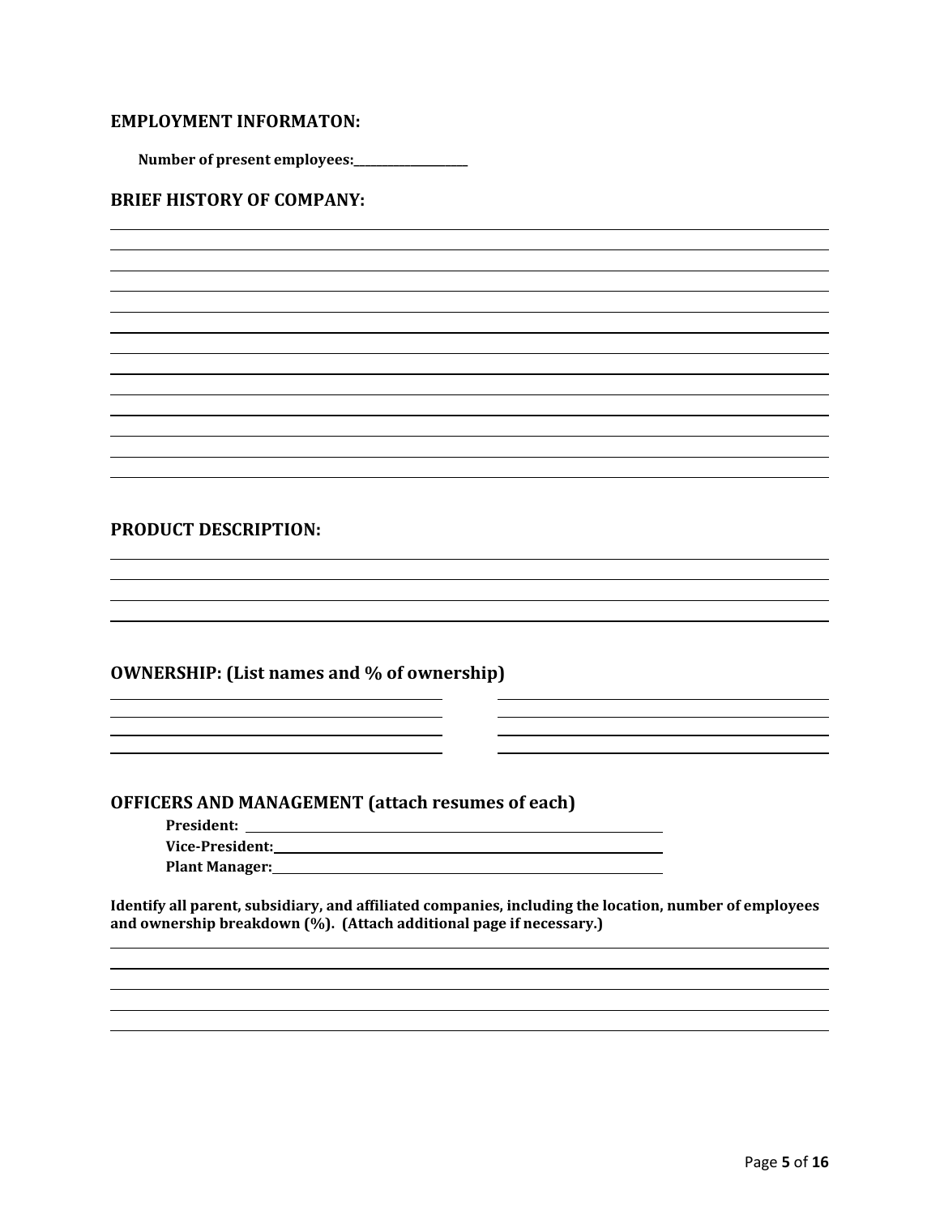## EMPLOYMENT INFORMATON:

**Number of present employees:___________________**

## BRIEF HISTORY OF COMPANY:

______________________________________________________________________________

______________________________________________________________________________

______________________________________________________________________________

______________________________________________________________________________

______________________________________________________________________________

______________________________________________________________________________

______________________________________________________________________________

______________________________________________________________________________

______________________________________________________________________________

______________________________________________________________________________

______________________________________________________________________________

______________________________________________________________________________

______________________________________________________________________________

## PRODUCT DESCRIPTION:

______________________________________________________________________________

______________________________________________________________________________

______________________________________________________________________________

______________________________________________________________________________

## OWNERSHIP: (List names and % of ownership)

____________________________________ ____________________________________

____________________________________ ____________________________________

____________________________________ ____________________________________

____________________________________ ____________________________________

## OFFICERS AND MANAGEMENT (attach resumes of each)

**President:** ______________________________________________

**Vice-President:**__________________________________________

**Plant Manager:**___________________________________________

**Identify all parent, subsidiary, and affiliated companies, including the location, number of employees and ownership breakdown (%). (Attach additional page if necessary.)**

______________________________________________________________________________

______________________________________________________________________________

______________________________________________________________________________

______________________________________________________________________________

______________________________________________________________________________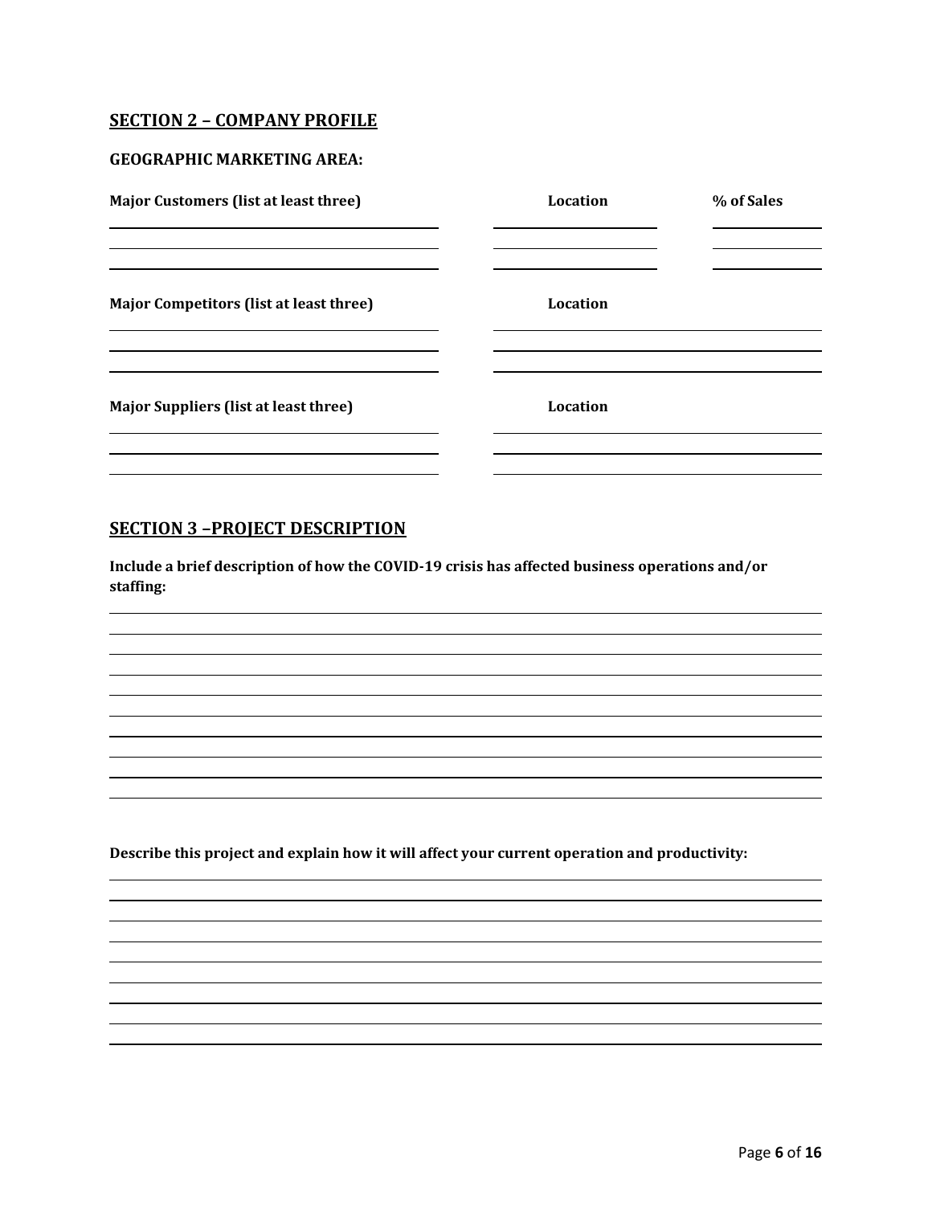## SECTION 2 – COMPANY PROFILE

### GEOGRAPHIC MARKETING AREA:

| Major Customers (list at least three) | Location | % of Sales |
|---|---|---|
| | | |
| | | |
| | | |

| Major Competitors (list at least three) | Location |
|---|---|
| | |
| | |
| | |

| Major Suppliers (list at least three) | Location |
|---|---|
| | |
| | |
| | |

## SECTION 3 –PROJECT DESCRIPTION

**Include a brief description of how the COVID-19 crisis has affected business operations and/or staffing:**

**Describe this project and explain how it will affect your current operation and productivity:**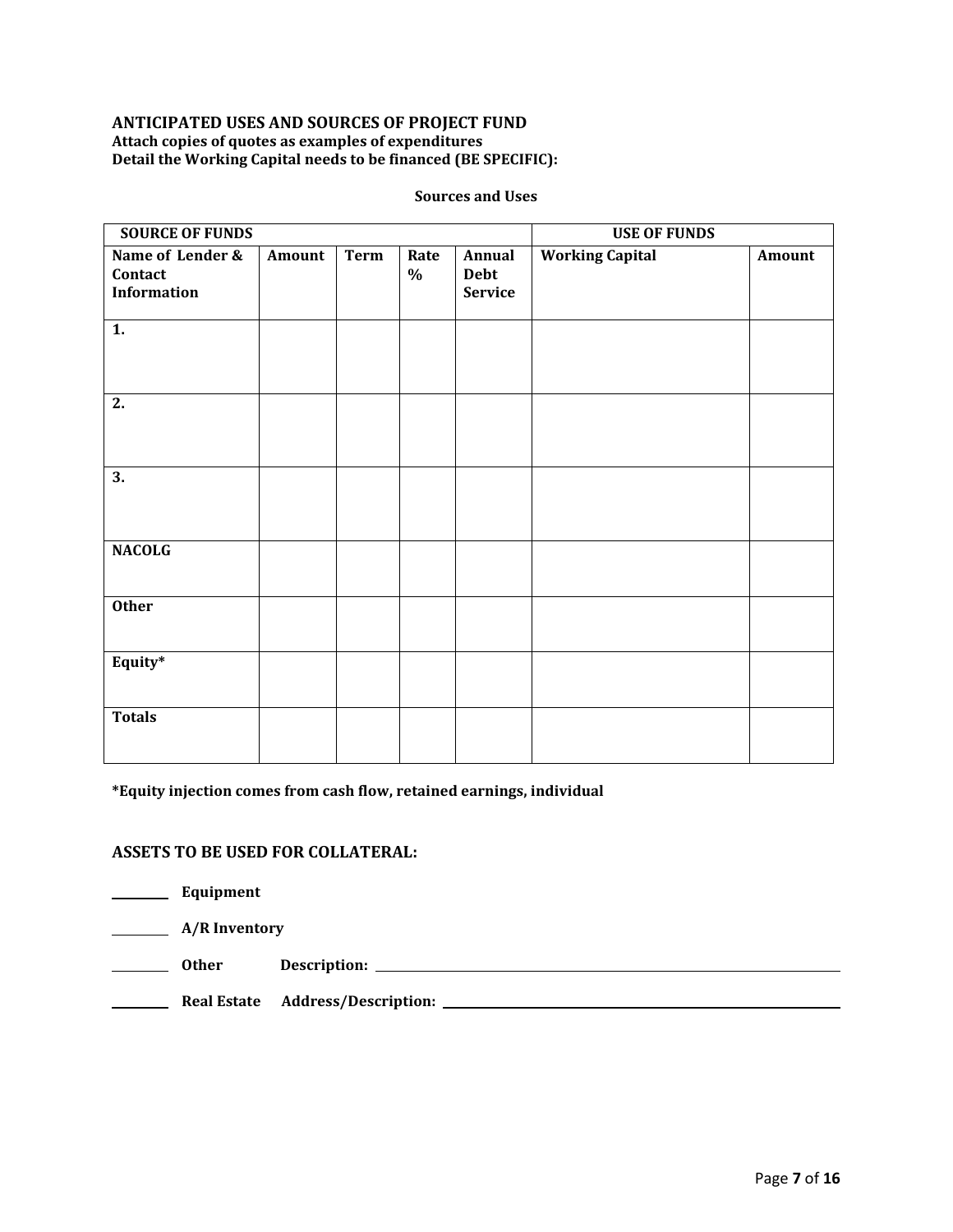## ANTICIPATED USES AND SOURCES OF PROJECT FUND

**Attach copies of quotes as examples of expenditures**
**Detail the Working Capital needs to be financed (BE SPECIFIC):**

**Sources and Uses**

| SOURCE OF FUNDS | | | | | USE OF FUNDS | |
|---|---|---|---|---|---|---|
| **Name of Lender & Contact Information** | **Amount** | **Term** | **Rate %** | **Annual Debt Service** | **Working Capital** | **Amount** |
| **1.** | | | | | | |
| **2.** | | | | | | |
| **3.** | | | | | | |
| **NACOLG** | | | | | | |
| **Other** | | | | | | |
| **Equity*** | | | | | | |
| **Totals** | | | | | | |

***Equity injection comes from cash flow, retained earnings, individual**

### ASSETS TO BE USED FOR COLLATERAL:

________ **Equipment**

________ **A/R Inventory**

________ **Other** **Description:** ______________________________

________ **Real Estate** **Address/Description:** ______________________________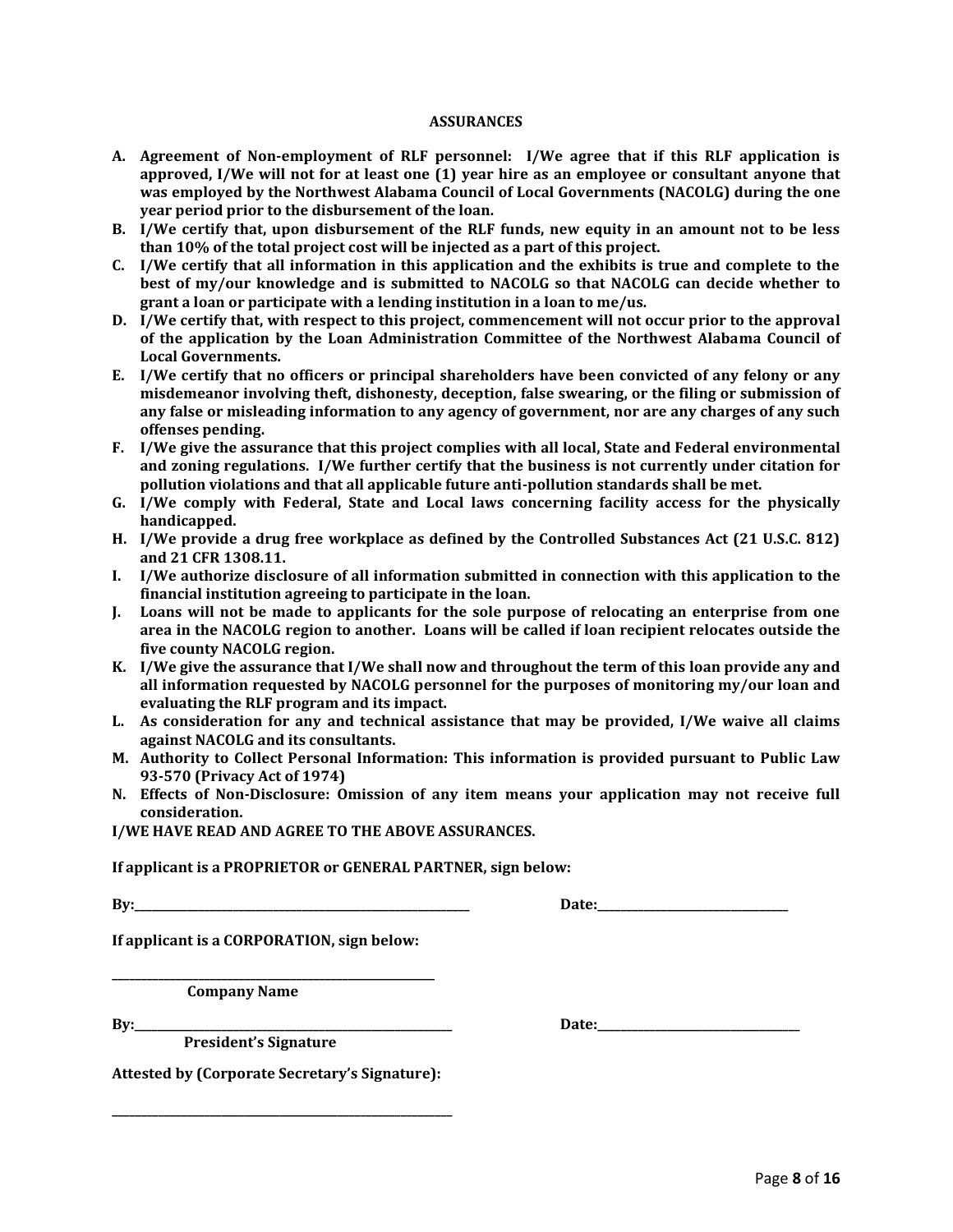## ASSURANCES

**A. Agreement of Non-employment of RLF personnel: I/We agree that if this RLF application is approved, I/We will not for at least one (1) year hire as an employee or consultant anyone that was employed by the Northwest Alabama Council of Local Governments (NACOLG) during the one year period prior to the disbursement of the loan.**

**B. I/We certify that, upon disbursement of the RLF funds, new equity in an amount not to be less than 10% of the total project cost will be injected as a part of this project.**

**C. I/We certify that all information in this application and the exhibits is true and complete to the best of my/our knowledge and is submitted to NACOLG so that NACOLG can decide whether to grant a loan or participate with a lending institution in a loan to me/us.**

**D. I/We certify that, with respect to this project, commencement will not occur prior to the approval of the application by the Loan Administration Committee of the Northwest Alabama Council of Local Governments.**

**E. I/We certify that no officers or principal shareholders have been convicted of any felony or any misdemeanor involving theft, dishonesty, deception, false swearing, or the filing or submission of any false or misleading information to any agency of government, nor are any charges of any such offenses pending.**

**F. I/We give the assurance that this project complies with all local, State and Federal environmental and zoning regulations. I/We further certify that the business is not currently under citation for pollution violations and that all applicable future anti-pollution standards shall be met.**

**G. I/We comply with Federal, State and Local laws concerning facility access for the physically handicapped.**

**H. I/We provide a drug free workplace as defined by the Controlled Substances Act (21 U.S.C. 812) and 21 CFR 1308.11.**

**I. I/We authorize disclosure of all information submitted in connection with this application to the financial institution agreeing to participate in the loan.**

**J. Loans will not be made to applicants for the sole purpose of relocating an enterprise from one area in the NACOLG region to another. Loans will be called if loan recipient relocates outside the five county NACOLG region.**

**K. I/We give the assurance that I/We shall now and throughout the term of this loan provide any and all information requested by NACOLG personnel for the purposes of monitoring my/our loan and evaluating the RLF program and its impact.**

**L. As consideration for any and technical assistance that may be provided, I/We waive all claims against NACOLG and its consultants.**

**M. Authority to Collect Personal Information: This information is provided pursuant to Public Law 93-570 (Privacy Act of 1974)**

**N. Effects of Non-Disclosure: Omission of any item means your application may not receive full consideration.**

**I/WE HAVE READ AND AGREE TO THE ABOVE ASSURANCES.**

**If applicant is a PROPRIETOR or GENERAL PARTNER, sign below:**

**By:**\_\_\_\_\_\_\_\_\_\_\_\_\_\_\_\_\_\_\_\_\_\_\_\_\_\_\_\_\_\_\_\_\_\_\_\_\_\_ **Date:**\_\_\_\_\_\_\_\_\_\_\_\_\_\_\_\_\_\_\_\_

**If applicant is a CORPORATION, sign below:**

\_\_\_\_\_\_\_\_\_\_\_\_\_\_\_\_\_\_\_\_\_\_\_\_\_\_\_\_\_\_\_\_\_\_\_\_\_\_

**Company Name**

**By:**\_\_\_\_\_\_\_\_\_\_\_\_\_\_\_\_\_\_\_\_\_\_\_\_\_\_\_\_\_\_\_\_\_\_\_\_\_\_ **Date:**\_\_\_\_\_\_\_\_\_\_\_\_\_\_\_\_\_\_\_\_

**President's Signature**

**Attested by (Corporate Secretary's Signature):**

\_\_\_\_\_\_\_\_\_\_\_\_\_\_\_\_\_\_\_\_\_\_\_\_\_\_\_\_\_\_\_\_\_\_\_\_\_\_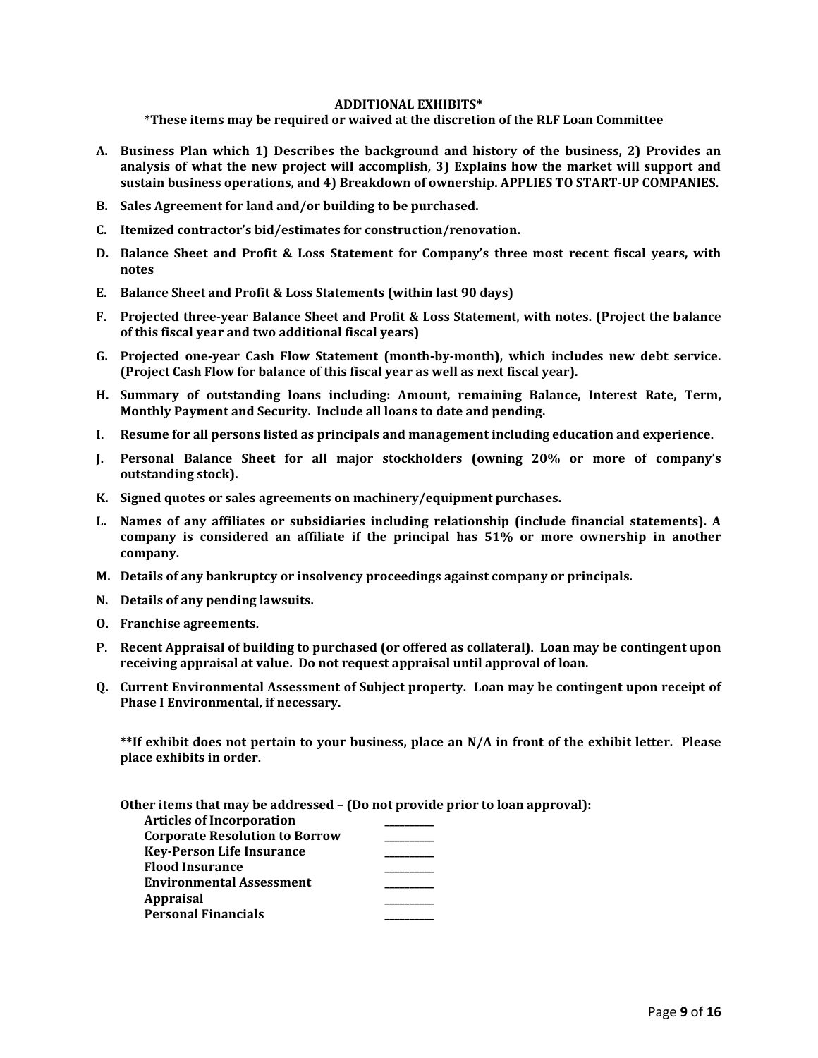## ADDITIONAL EXHIBITS*

**\*These items may be required or waived at the discretion of the RLF Loan Committee**

**A. Business Plan which 1) Describes the background and history of the business, 2) Provides an analysis of what the new project will accomplish, 3) Explains how the market will support and sustain business operations, and 4) Breakdown of ownership. APPLIES TO START-UP COMPANIES.**

**B. Sales Agreement for land and/or building to be purchased.**

**C. Itemized contractor's bid/estimates for construction/renovation.**

**D. Balance Sheet and Profit & Loss Statement for Company's three most recent fiscal years, with notes**

**E. Balance Sheet and Profit & Loss Statements (within last 90 days)**

**F. Projected three-year Balance Sheet and Profit & Loss Statement, with notes. (Project the balance of this fiscal year and two additional fiscal years)**

**G. Projected one-year Cash Flow Statement (month-by-month), which includes new debt service. (Project Cash Flow for balance of this fiscal year as well as next fiscal year).**

**H. Summary of outstanding loans including: Amount, remaining Balance, Interest Rate, Term, Monthly Payment and Security. Include all loans to date and pending.**

**I. Resume for all persons listed as principals and management including education and experience.**

**J. Personal Balance Sheet for all major stockholders (owning 20% or more of company's outstanding stock).**

**K. Signed quotes or sales agreements on machinery/equipment purchases.**

**L. Names of any affiliates or subsidiaries including relationship (include financial statements). A company is considered an affiliate if the principal has 51% or more ownership in another company.**

**M. Details of any bankruptcy or insolvency proceedings against company or principals.**

**N. Details of any pending lawsuits.**

**O. Franchise agreements.**

**P. Recent Appraisal of building to purchased (or offered as collateral). Loan may be contingent upon receiving appraisal at value. Do not request appraisal until approval of loan.**

**Q. Current Environmental Assessment of Subject property. Loan may be contingent upon receipt of Phase I Environmental, if necessary.**

**\*\*If exhibit does not pertain to your business, place an N/A in front of the exhibit letter. Please place exhibits in order.**

**Other items that may be addressed – (Do not provide prior to loan approval):**

| | |
|---|---|
| **Articles of Incorporation** | _________ |
| **Corporate Resolution to Borrow** | _________ |
| **Key-Person Life Insurance** | _________ |
| **Flood Insurance** | _________ |
| **Environmental Assessment** | _________ |
| **Appraisal** | _________ |
| **Personal Financials** | _________ |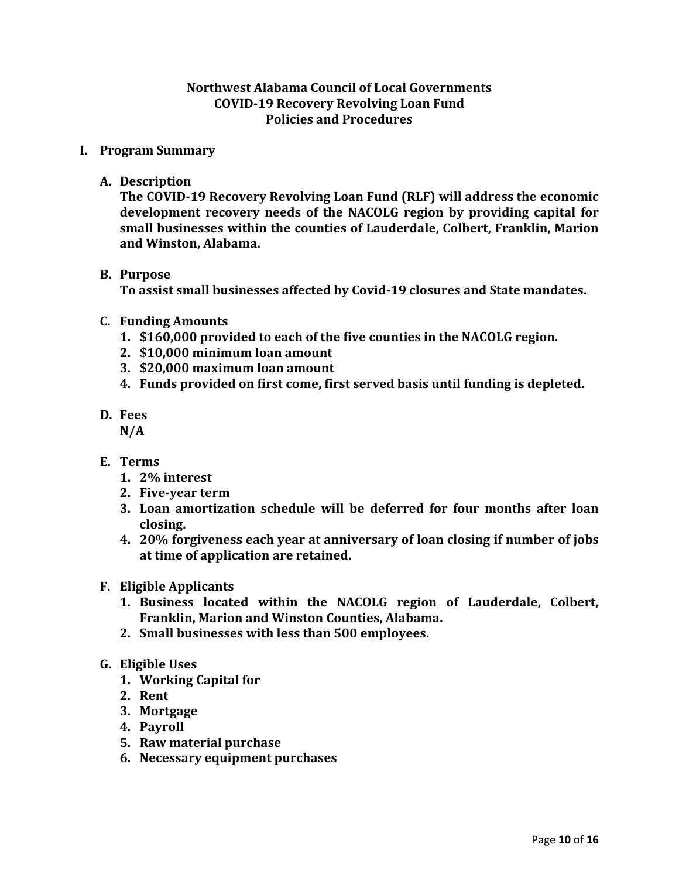**Northwest Alabama Council of Local Governments**
**COVID-19 Recovery Revolving Loan Fund**
**Policies and Procedures**

## I. Program Summary

### A. Description

**The COVID-19 Recovery Revolving Loan Fund (RLF) will address the economic development recovery needs of the NACOLG region by providing capital for small businesses within the counties of Lauderdale, Colbert, Franklin, Marion and Winston, Alabama.**

### B. Purpose

**To assist small businesses affected by Covid-19 closures and State mandates.**

### C. Funding Amounts

1. **$160,000 provided to each of the five counties in the NACOLG region.**
2. **$10,000 minimum loan amount**
3. **$20,000 maximum loan amount**
4. **Funds provided on first come, first served basis until funding is depleted.**

### D. Fees

**N/A**

### E. Terms

1. **2% interest**
2. **Five-year term**
3. **Loan amortization schedule will be deferred for four months after loan closing.**
4. **20% forgiveness each year at anniversary of loan closing if number of jobs at time of application are retained.**

### F. Eligible Applicants

1. **Business located within the NACOLG region of Lauderdale, Colbert, Franklin, Marion and Winston Counties, Alabama.**
2. **Small businesses with less than 500 employees.**

### G. Eligible Uses

1. **Working Capital for**
2. **Rent**
3. **Mortgage**
4. **Payroll**
5. **Raw material purchase**
6. **Necessary equipment purchases**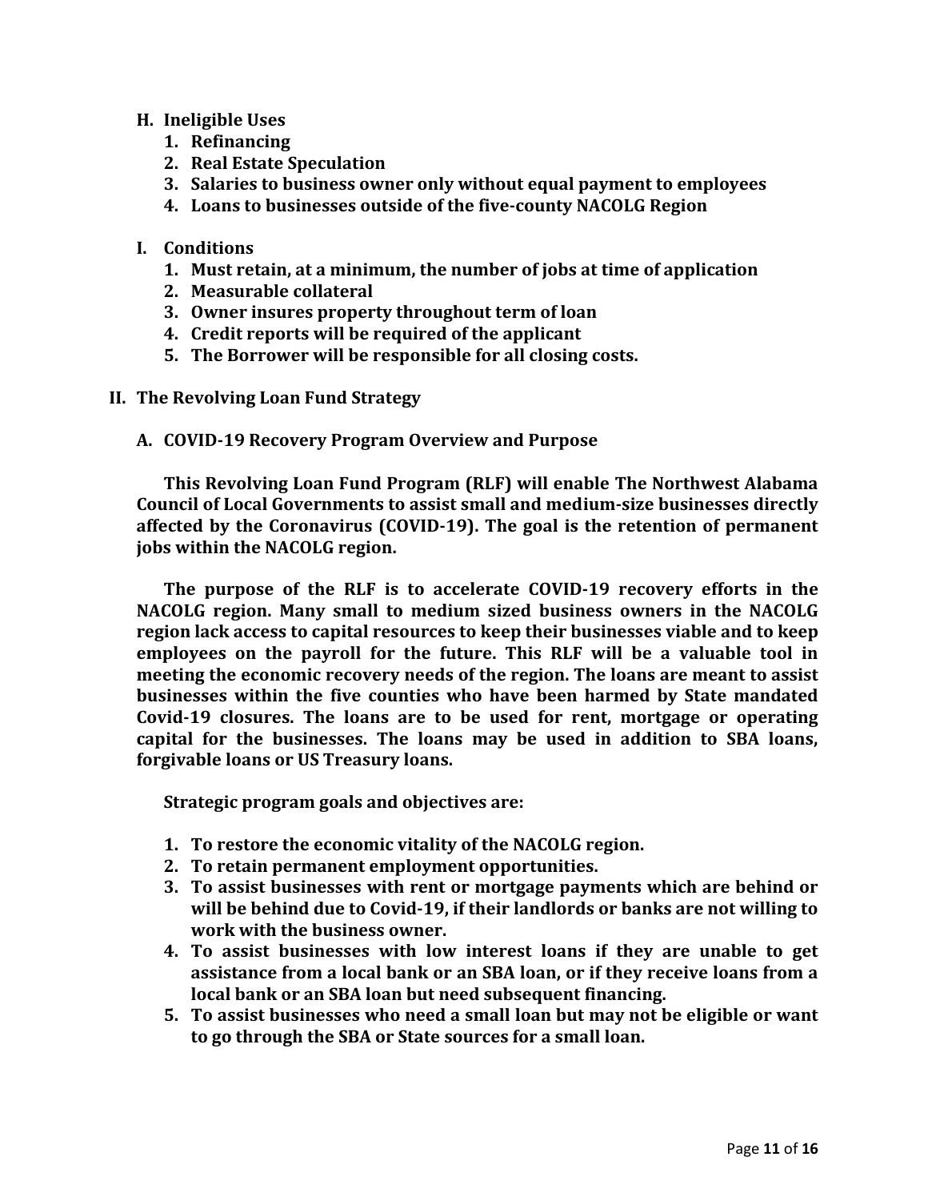**H. Ineligible Uses**

1. **Refinancing**
2. **Real Estate Speculation**
3. **Salaries to business owner only without equal payment to employees**
4. **Loans to businesses outside of the five-county NACOLG Region**

**I. Conditions**

1. **Must retain, at a minimum, the number of jobs at time of application**
2. **Measurable collateral**
3. **Owner insures property throughout term of loan**
4. **Credit reports will be required of the applicant**
5. **The Borrower will be responsible for all closing costs.**

## II. The Revolving Loan Fund Strategy

### A. COVID-19 Recovery Program Overview and Purpose

**This Revolving Loan Fund Program (RLF) will enable The Northwest Alabama Council of Local Governments to assist small and medium-size businesses directly affected by the Coronavirus (COVID-19). The goal is the retention of permanent jobs within the NACOLG region.**

**The purpose of the RLF is to accelerate COVID-19 recovery efforts in the NACOLG region. Many small to medium sized business owners in the NACOLG region lack access to capital resources to keep their businesses viable and to keep employees on the payroll for the future. This RLF will be a valuable tool in meeting the economic recovery needs of the region. The loans are meant to assist businesses within the five counties who have been harmed by State mandated Covid-19 closures. The loans are to be used for rent, mortgage or operating capital for the businesses. The loans may be used in addition to SBA loans, forgivable loans or US Treasury loans.**

**Strategic program goals and objectives are:**

1. **To restore the economic vitality of the NACOLG region.**
2. **To retain permanent employment opportunities.**
3. **To assist businesses with rent or mortgage payments which are behind or will be behind due to Covid-19, if their landlords or banks are not willing to work with the business owner.**
4. **To assist businesses with low interest loans if they are unable to get assistance from a local bank or an SBA loan, or if they receive loans from a local bank or an SBA loan but need subsequent financing.**
5. **To assist businesses who need a small loan but may not be eligible or want to go through the SBA or State sources for a small loan.**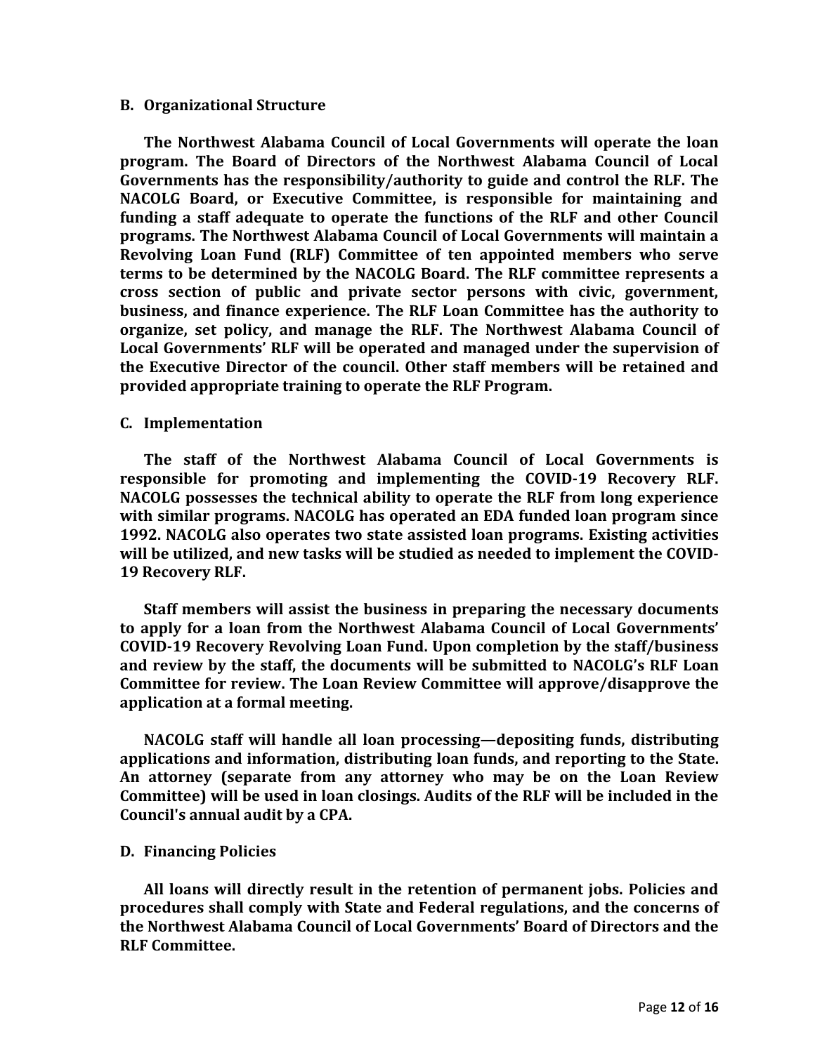### B. Organizational Structure

**The Northwest Alabama Council of Local Governments will operate the loan program. The Board of Directors of the Northwest Alabama Council of Local Governments has the responsibility/authority to guide and control the RLF. The NACOLG Board, or Executive Committee, is responsible for maintaining and funding a staff adequate to operate the functions of the RLF and other Council programs. The Northwest Alabama Council of Local Governments will maintain a Revolving Loan Fund (RLF) Committee of ten appointed members who serve terms to be determined by the NACOLG Board. The RLF committee represents a cross section of public and private sector persons with civic, government, business, and finance experience. The RLF Loan Committee has the authority to organize, set policy, and manage the RLF. The Northwest Alabama Council of Local Governments' RLF will be operated and managed under the supervision of the Executive Director of the council. Other staff members will be retained and provided appropriate training to operate the RLF Program.**

### C. Implementation

**The staff of the Northwest Alabama Council of Local Governments is responsible for promoting and implementing the COVID-19 Recovery RLF. NACOLG possesses the technical ability to operate the RLF from long experience with similar programs. NACOLG has operated an EDA funded loan program since 1992. NACOLG also operates two state assisted loan programs. Existing activities will be utilized, and new tasks will be studied as needed to implement the COVID-19 Recovery RLF.**

**Staff members will assist the business in preparing the necessary documents to apply for a loan from the Northwest Alabama Council of Local Governments' COVID-19 Recovery Revolving Loan Fund. Upon completion by the staff/business and review by the staff, the documents will be submitted to NACOLG's RLF Loan Committee for review. The Loan Review Committee will approve/disapprove the application at a formal meeting.**

**NACOLG staff will handle all loan processing—depositing funds, distributing applications and information, distributing loan funds, and reporting to the State. An attorney (separate from any attorney who may be on the Loan Review Committee) will be used in loan closings. Audits of the RLF will be included in the Council's annual audit by a CPA.**

### D. Financing Policies

**All loans will directly result in the retention of permanent jobs. Policies and procedures shall comply with State and Federal regulations, and the concerns of the Northwest Alabama Council of Local Governments' Board of Directors and the RLF Committee.**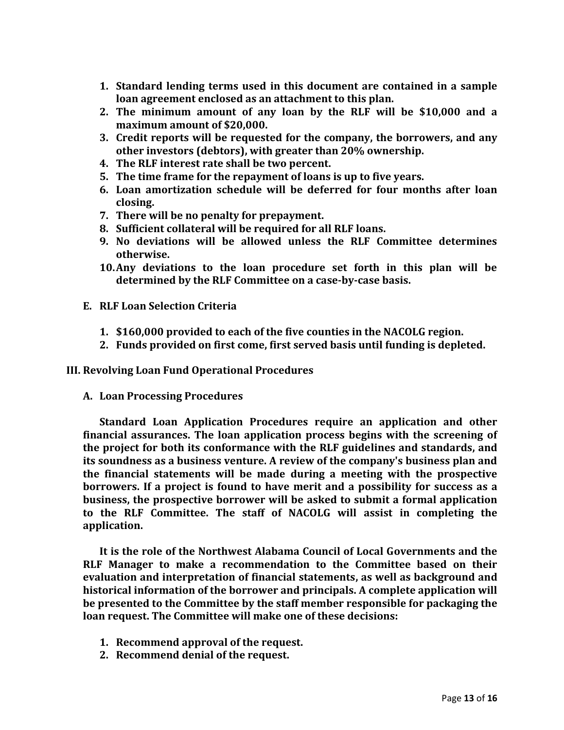1. **Standard lending terms used in this document are contained in a sample loan agreement enclosed as an attachment to this plan.**
2. **The minimum amount of any loan by the RLF will be $10,000 and a maximum amount of $20,000.**
3. **Credit reports will be requested for the company, the borrowers, and any other investors (debtors), with greater than 20% ownership.**
4. **The RLF interest rate shall be two percent.**
5. **The time frame for the repayment of loans is up to five years.**
6. **Loan amortization schedule will be deferred for four months after loan closing.**
7. **There will be no penalty for prepayment.**
8. **Sufficient collateral will be required for all RLF loans.**
9. **No deviations will be allowed unless the RLF Committee determines otherwise.**
10. **Any deviations to the loan procedure set forth in this plan will be determined by the RLF Committee on a case-by-case basis.**

### E. RLF Loan Selection Criteria

1. **$160,000 provided to each of the five counties in the NACOLG region.**
2. **Funds provided on first come, first served basis until funding is depleted.**

## III. Revolving Loan Fund Operational Procedures

### A. Loan Processing Procedures

**Standard Loan Application Procedures require an application and other financial assurances. The loan application process begins with the screening of the project for both its conformance with the RLF guidelines and standards, and its soundness as a business venture. A review of the company's business plan and the financial statements will be made during a meeting with the prospective borrowers. If a project is found to have merit and a possibility for success as a business, the prospective borrower will be asked to submit a formal application to the RLF Committee. The staff of NACOLG will assist in completing the application.**

**It is the role of the Northwest Alabama Council of Local Governments and the RLF Manager to make a recommendation to the Committee based on their evaluation and interpretation of financial statements, as well as background and historical information of the borrower and principals. A complete application will be presented to the Committee by the staff member responsible for packaging the loan request. The Committee will make one of these decisions:**

1. **Recommend approval of the request.**
2. **Recommend denial of the request.**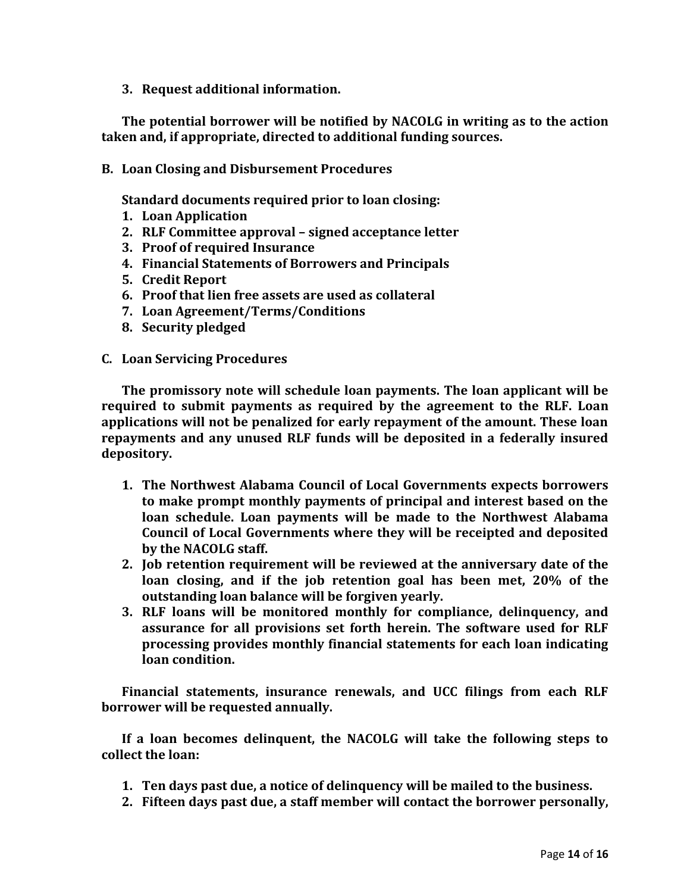3. **Request additional information.**

**The potential borrower will be notified by NACOLG in writing as to the action taken and, if appropriate, directed to additional funding sources.**

**B. Loan Closing and Disbursement Procedures**

**Standard documents required prior to loan closing:**

1. **Loan Application**
2. **RLF Committee approval – signed acceptance letter**
3. **Proof of required Insurance**
4. **Financial Statements of Borrowers and Principals**
5. **Credit Report**
6. **Proof that lien free assets are used as collateral**
7. **Loan Agreement/Terms/Conditions**
8. **Security pledged**

**C. Loan Servicing Procedures**

**The promissory note will schedule loan payments. The loan applicant will be required to submit payments as required by the agreement to the RLF. Loan applications will not be penalized for early repayment of the amount. These loan repayments and any unused RLF funds will be deposited in a federally insured depository.**

1. **The Northwest Alabama Council of Local Governments expects borrowers to make prompt monthly payments of principal and interest based on the loan schedule. Loan payments will be made to the Northwest Alabama Council of Local Governments where they will be receipted and deposited by the NACOLG staff.**
2. **Job retention requirement will be reviewed at the anniversary date of the loan closing, and if the job retention goal has been met, 20% of the outstanding loan balance will be forgiven yearly.**
3. **RLF loans will be monitored monthly for compliance, delinquency, and assurance for all provisions set forth herein. The software used for RLF processing provides monthly financial statements for each loan indicating loan condition.**

**Financial statements, insurance renewals, and UCC filings from each RLF borrower will be requested annually.**

**If a loan becomes delinquent, the NACOLG will take the following steps to collect the loan:**

1. **Ten days past due, a notice of delinquency will be mailed to the business.**
2. **Fifteen days past due, a staff member will contact the borrower personally,**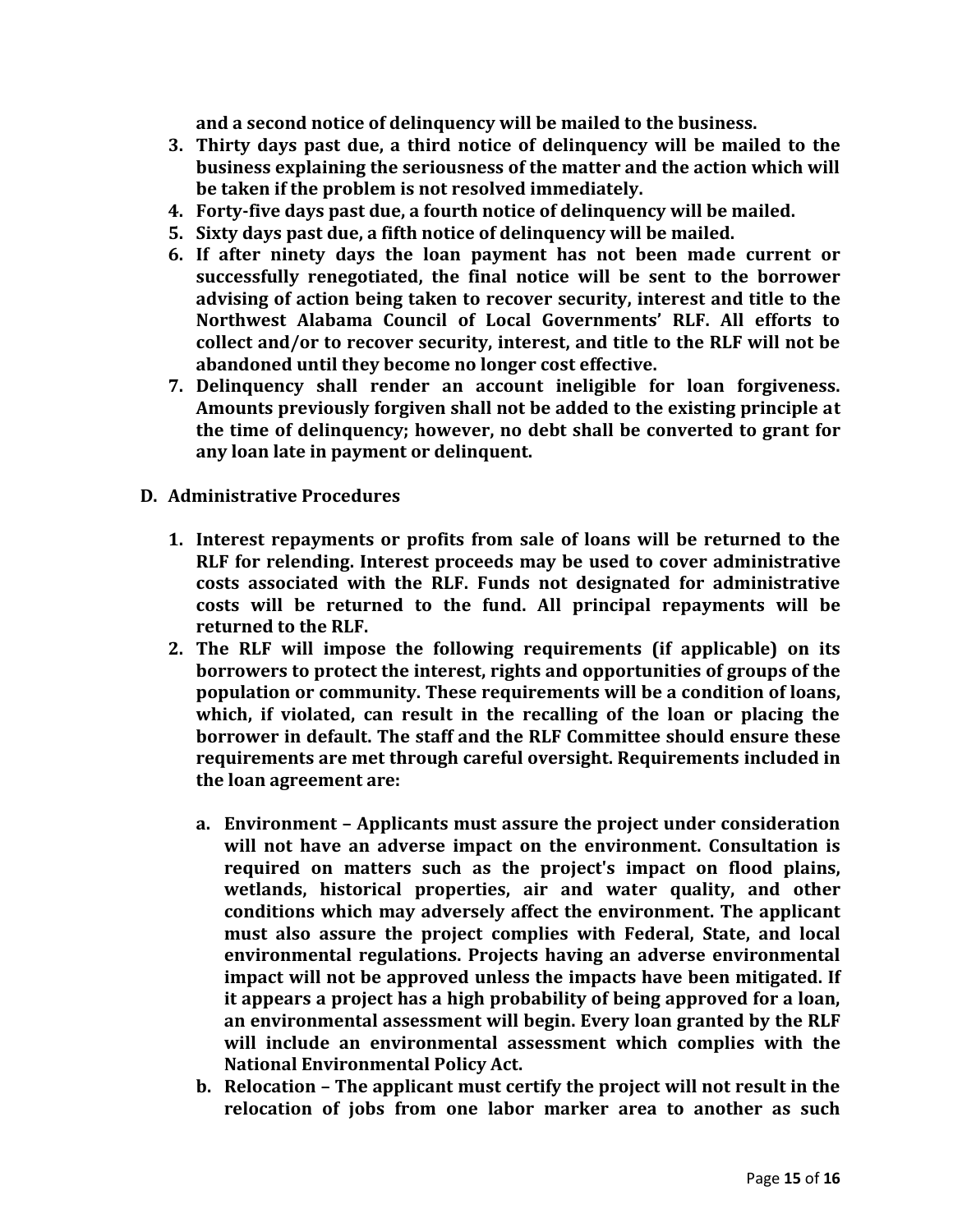**and a second notice of delinquency will be mailed to the business.**

3. **Thirty days past due, a third notice of delinquency will be mailed to the business explaining the seriousness of the matter and the action which will be taken if the problem is not resolved immediately.**
4. **Forty-five days past due, a fourth notice of delinquency will be mailed.**
5. **Sixty days past due, a fifth notice of delinquency will be mailed.**
6. **If after ninety days the loan payment has not been made current or successfully renegotiated, the final notice will be sent to the borrower advising of action being taken to recover security, interest and title to the Northwest Alabama Council of Local Governments' RLF. All efforts to collect and/or to recover security, interest, and title to the RLF will not be abandoned until they become no longer cost effective.**
7. **Delinquency shall render an account ineligible for loan forgiveness. Amounts previously forgiven shall not be added to the existing principle at the time of delinquency; however, no debt shall be converted to grant for any loan late in payment or delinquent.**

**D. Administrative Procedures**

1. **Interest repayments or profits from sale of loans will be returned to the RLF for relending. Interest proceeds may be used to cover administrative costs associated with the RLF. Funds not designated for administrative costs will be returned to the fund. All principal repayments will be returned to the RLF.**
2. **The RLF will impose the following requirements (if applicable) on its borrowers to protect the interest, rights and opportunities of groups of the population or community. These requirements will be a condition of loans, which, if violated, can result in the recalling of the loan or placing the borrower in default. The staff and the RLF Committee should ensure these requirements are met through careful oversight. Requirements included in the loan agreement are:**

   a. **Environment – Applicants must assure the project under consideration will not have an adverse impact on the environment. Consultation is required on matters such as the project's impact on flood plains, wetlands, historical properties, air and water quality, and other conditions which may adversely affect the environment. The applicant must also assure the project complies with Federal, State, and local environmental regulations. Projects having an adverse environmental impact will not be approved unless the impacts have been mitigated. If it appears a project has a high probability of being approved for a loan, an environmental assessment will begin. Every loan granted by the RLF will include an environmental assessment which complies with the National Environmental Policy Act.**

   b. **Relocation – The applicant must certify the project will not result in the relocation of jobs from one labor marker area to another as such**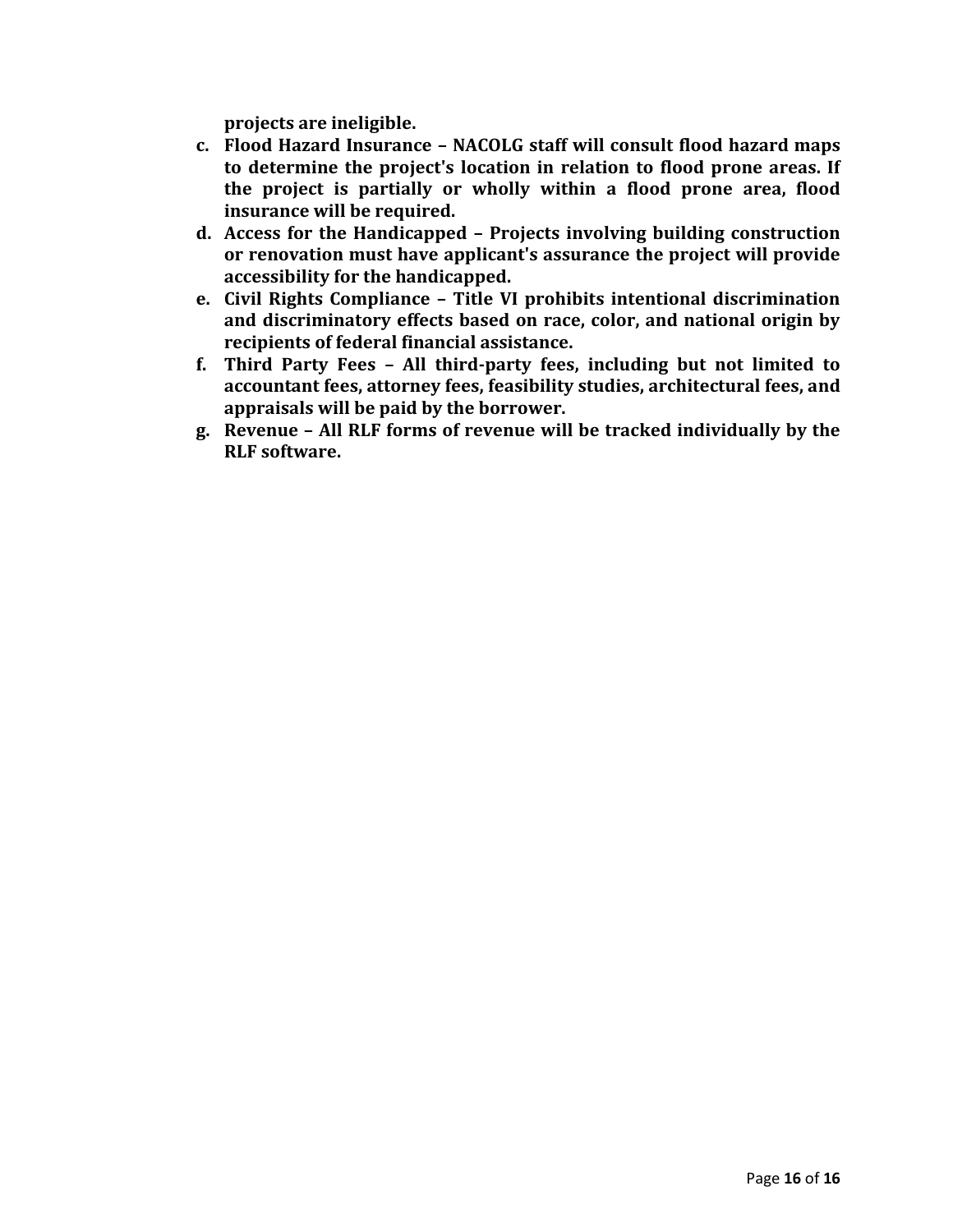**projects are ineligible.**

c. **Flood Hazard Insurance – NACOLG staff will consult flood hazard maps to determine the project's location in relation to flood prone areas. If the project is partially or wholly within a flood prone area, flood insurance will be required.**
d. **Access for the Handicapped – Projects involving building construction or renovation must have applicant's assurance the project will provide accessibility for the handicapped.**
e. **Civil Rights Compliance – Title VI prohibits intentional discrimination and discriminatory effects based on race, color, and national origin by recipients of federal financial assistance.**
f. **Third Party Fees – All third-party fees, including but not limited to accountant fees, attorney fees, feasibility studies, architectural fees, and appraisals will be paid by the borrower.**
g. **Revenue – All RLF forms of revenue will be tracked individually by the RLF software.**